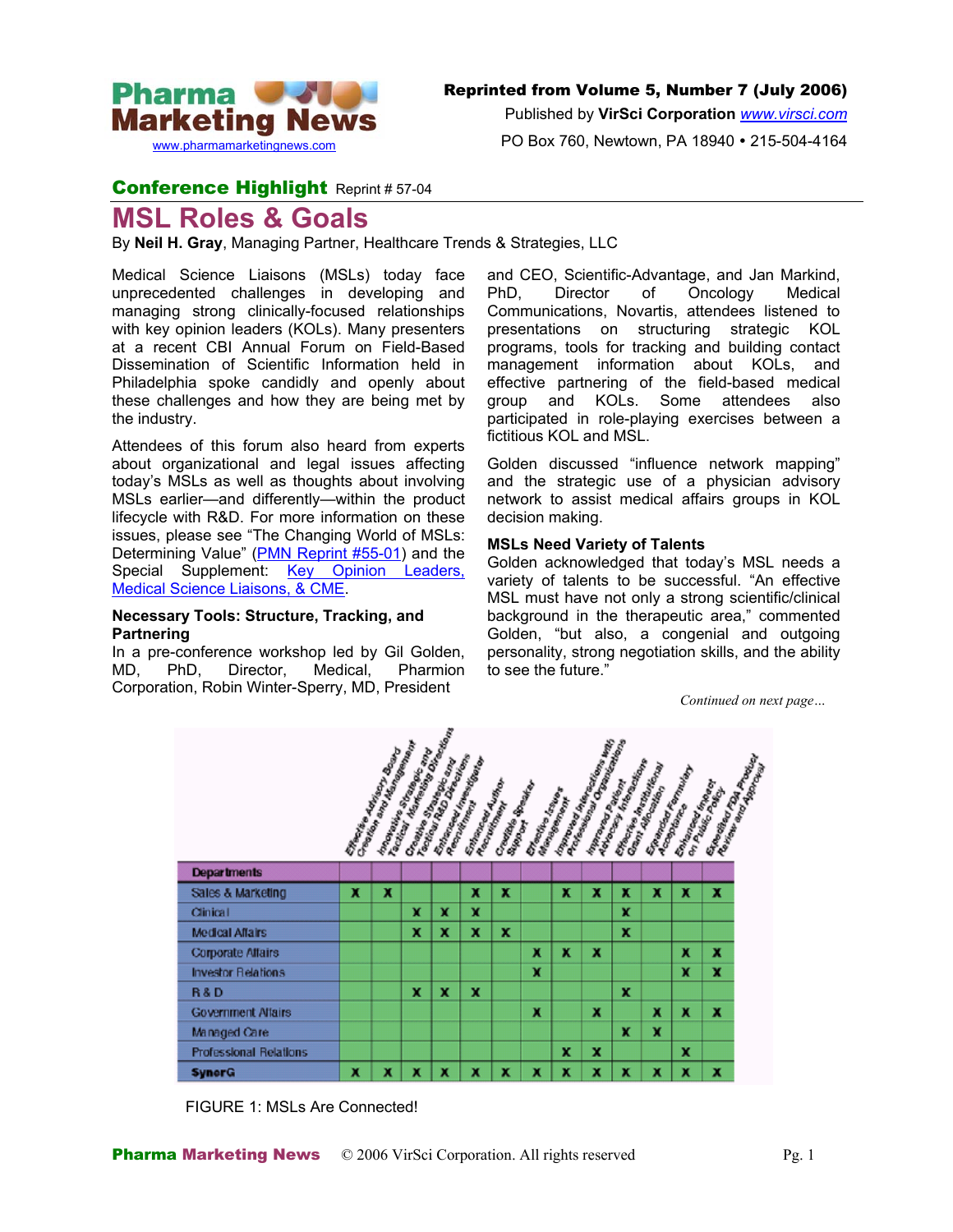**Conference Highlight** Reprint # 57-04

# MSL Roles & Goals

By **Neil H. Gray**, Managing Partner, Healthcare Trends & Strategies, LLC

Medical Science Liaisons (MSLs) today face unprecedented challenges in developing and managing strong clinically-focused relationships with key opinion leaders (KOLs). Many presenters at a recent CBI Annual Forum on Field-Based Dissemination of Scientific Information held in Philadelphia spoke candidly and openly about these challenges and how they are being met by the industry.

Attendees of this forum also heard from experts about organizational and legal issues affecting today's MSLs as well as thoughts about involving MSLs earlier—and differently—within the product lifecycle with R&D. For more information on these issues, please see "The Changing World of MSLs: Determining Value" (PMN Reprint #55-01) and the Special Supplement: Key Opinion Leaders, Medical Science Liaisons, & CME.

### Necessary Tools: Structure, Tracking, and Partnering

In a pre-conference workshop led by Gil Golden, MD, PhD, Director, Medical, Pharmion Corporation, Robin Winter-Sperry, MD, President and CEO, Scientific-Advantage, and Jan Markind, PhD, Director of Oncology Medical Communications, Novartis, attendees listened to presentations on structuring strategic KOL programs, tools for tracking and building contact management information about KOLs, and effective partnering of the field-based medical group and KOLs. Some attendees also participated in role-playing exercises between a fictitious KOL and MSL.

Golden discussed "influence network mapping" and the strategic use of a physician advisory network to assist medical affairs groups in KOL decision making.

### MSLs Need Variety of Talents

Golden acknowledged that today's MSL needs a variety of talents to be successful. "An effective MSL must have not only a strong scientific/clinical background in the therapeutic area," commented Golden, "but also, a congenial and outgoing personality, strong negotiation skills, and the ability to see the future."

*Continued on next page…*

| Departments | Effective Advisory Board Creation and Management | Innovative Strategic and Tactical Marketing Directions | Creative Strategic and Tactical R&D Directions | Enhanced Investigator Recruitment | Enhanced Author Recruitment | Credible Speaker Support | Effective Issues Management | Improved Interactions with Professional Organizations | Improved Patient Advocacy Interactions | Effective Institutional Grant Allocation | Expanded Formulary Acceptance | Enhanced Impact on Public Policy | Expedited FDA Product Review and Approval |
|---|---|---|---|---|---|---|---|---|---|---|---|---|---|
| Sales & Marketing | x | x | | | x | x | | x | x | x | x | x | x |
| Clinical | | | x | x | x | | | | | x | | | |
| Medical Affairs | | | x | x | x | x | | | | x | | | |
| Corporate Affairs | | | | | | | x | x | x | | | x | x |
| Investor Relations | | | | | | | x | | | | | x | x |
| R & D | | | x | x | x | | | | | x | | | |
| Government Affairs | | | | | | | x | | x | | x | x | x |
| Managed Care | | | | | | | | | | x | x | | |
| Professional Relations | | | | | | | | x | x | | | x | |
| SynerG | x | x | x | x | x | x | x | x | x | x | x | x | x |

FIGURE 1: MSLs Are Connected!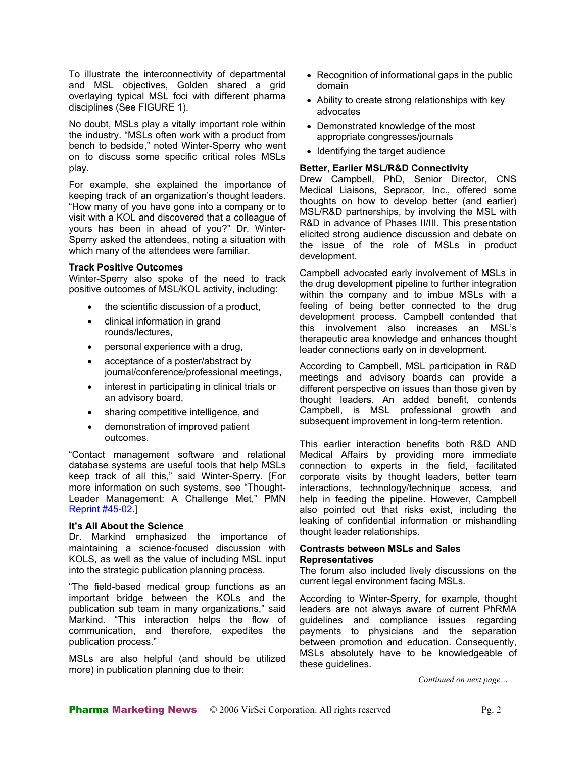To illustrate the interconnectivity of departmental and MSL objectives, Golden shared a grid overlaying typical MSL foci with different pharma disciplines (See FIGURE 1).

No doubt, MSLs play a vitally important role within the industry. "MSLs often work with a product from bench to bedside," noted Winter-Sperry who went on to discuss some specific critical roles MSLs play.

For example, she explained the importance of keeping track of an organization's thought leaders. "How many of you have gone into a company or to visit with a KOL and discovered that a colleague of yours has been in ahead of you?" Dr. Winter-Sperry asked the attendees, noting a situation with which many of the attendees were familiar.

**Track Positive Outcomes**

Winter-Sperry also spoke of the need to track positive outcomes of MSL/KOL activity, including:

- the scientific discussion of a product,
- clinical information in grand rounds/lectures,
- personal experience with a drug,
- acceptance of a poster/abstract by journal/conference/professional meetings,
- interest in participating in clinical trials or an advisory board,
- sharing competitive intelligence, and
- demonstration of improved patient outcomes.

"Contact management software and relational database systems are useful tools that help MSLs keep track of all this," said Winter-Sperry. [For more information on such systems, see "Thought-Leader Management: A Challenge Met," PMN Reprint #45-02.]

**It's All About the Science**

Dr. Markind emphasized the importance of maintaining a science-focused discussion with KOLS, as well as the value of including MSL input into the strategic publication planning process.

"The field-based medical group functions as an important bridge between the KOLs and the publication sub team in many organizations," said Markind. "This interaction helps the flow of communication, and therefore, expedites the publication process."

MSLs are also helpful (and should be utilized more) in publication planning due to their:

- Recognition of informational gaps in the public domain
- Ability to create strong relationships with key advocates
- Demonstrated knowledge of the most appropriate congresses/journals
- Identifying the target audience

**Better, Earlier MSL/R&D Connectivity**

Drew Campbell, PhD, Senior Director, CNS Medical Liaisons, Sepracor, Inc., offered some thoughts on how to develop better (and earlier) MSL/R&D partnerships, by involving the MSL with R&D in advance of Phases II/III. This presentation elicited strong audience discussion and debate on the issue of the role of MSLs in product development.

Campbell advocated early involvement of MSLs in the drug development pipeline to further integration within the company and to imbue MSLs with a feeling of being better connected to the drug development process. Campbell contended that this involvement also increases an MSL's therapeutic area knowledge and enhances thought leader connections early on in development.

According to Campbell, MSL participation in R&D meetings and advisory boards can provide a different perspective on issues than those given by thought leaders. An added benefit, contends Campbell, is MSL professional growth and subsequent improvement in long-term retention.

This earlier interaction benefits both R&D AND Medical Affairs by providing more immediate connection to experts in the field, facilitated corporate visits by thought leaders, better team interactions, technology/technique access, and help in feeding the pipeline. However, Campbell also pointed out that risks exist, including the leaking of confidential information or mishandling thought leader relationships.

**Contrasts between MSLs and Sales Representatives**

The forum also included lively discussions on the current legal environment facing MSLs.

According to Winter-Sperry, for example, thought leaders are not always aware of current PhRMA guidelines and compliance issues regarding payments to physicians and the separation between promotion and education. Consequently, MSLs absolutely have to be knowledgeable of these guidelines.

*Continued on next page…*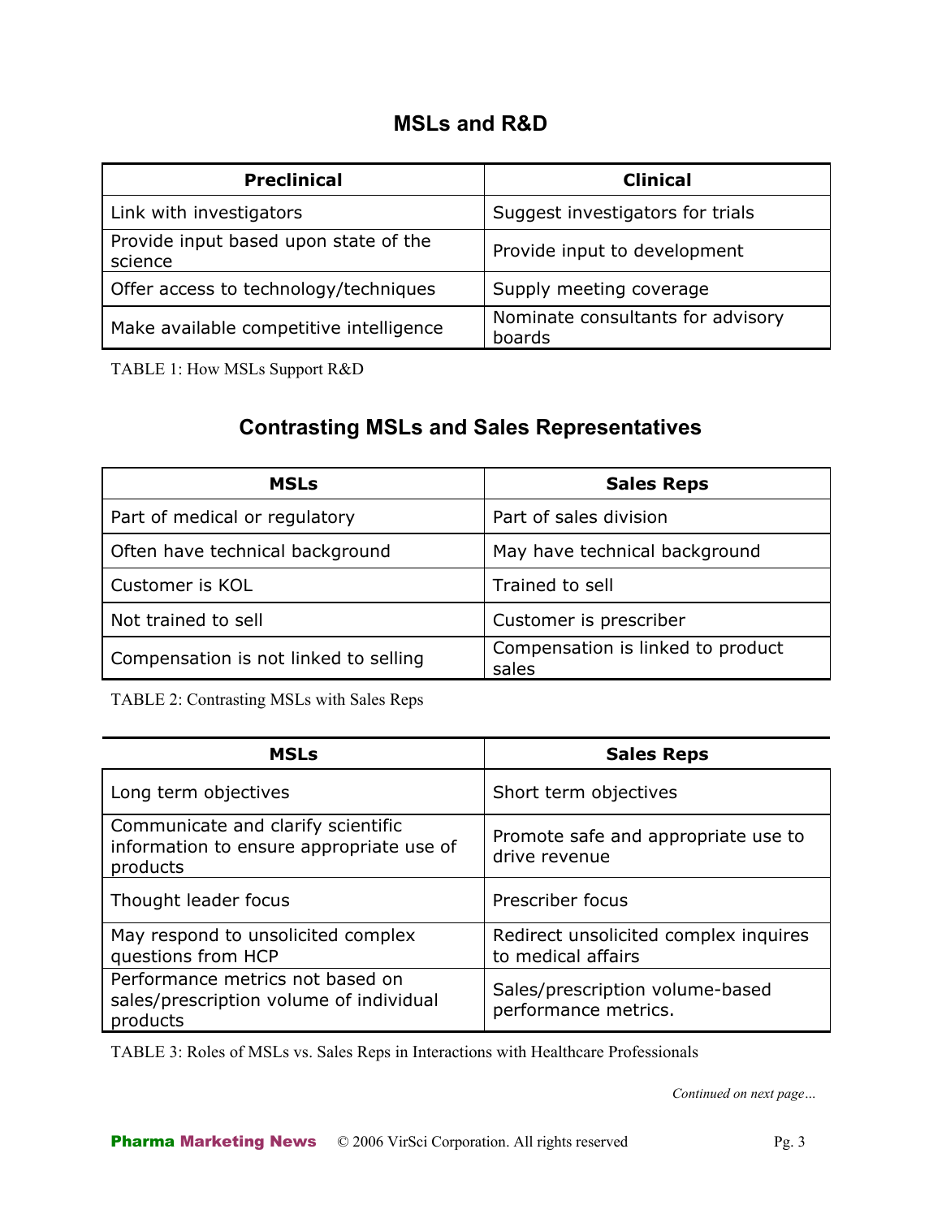## MSLs and R&D

| Preclinical | Clinical |
|---|---|
| Link with investigators | Suggest investigators for trials |
| Provide input based upon state of the science | Provide input to development |
| Offer access to technology/techniques | Supply meeting coverage |
| Make available competitive intelligence | Nominate consultants for advisory boards |

TABLE 1: How MSLs Support R&D

## Contrasting MSLs and Sales Representatives

| MSLs | Sales Reps |
|---|---|
| Part of medical or regulatory | Part of sales division |
| Often have technical background | May have technical background |
| Customer is KOL | Trained to sell |
| Not trained to sell | Customer is prescriber |
| Compensation is not linked to selling | Compensation is linked to product sales |

TABLE 2: Contrasting MSLs with Sales Reps

| MSLs | Sales Reps |
|---|---|
| Long term objectives | Short term objectives |
| Communicate and clarify scientific information to ensure appropriate use of products | Promote safe and appropriate use to drive revenue |
| Thought leader focus | Prescriber focus |
| May respond to unsolicited complex questions from HCP | Redirect unsolicited complex inquires to medical affairs |
| Performance metrics not based on sales/prescription volume of individual products | Sales/prescription volume-based performance metrics. |

TABLE 3: Roles of MSLs vs. Sales Reps in Interactions with Healthcare Professionals

*Continued on next page…*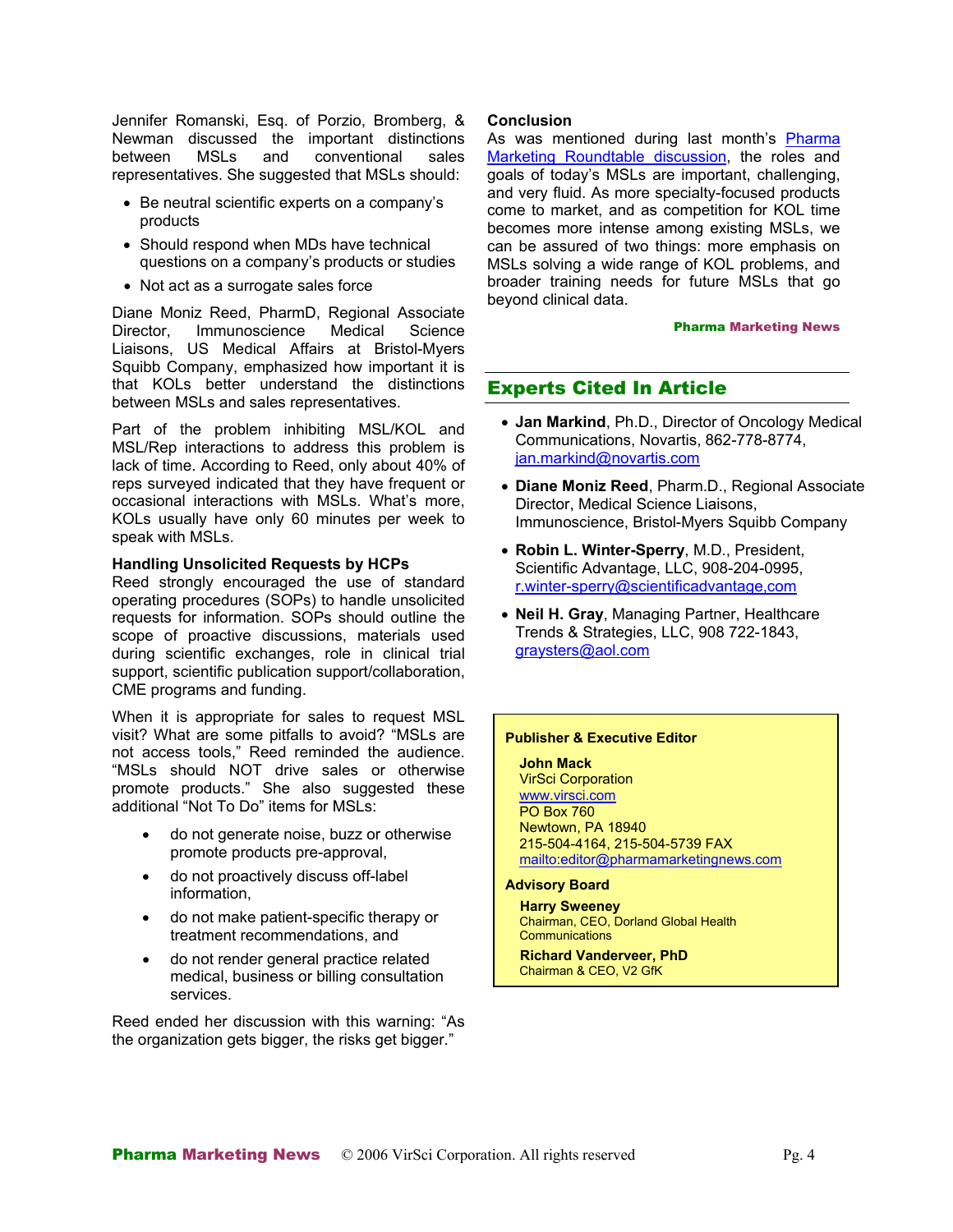Jennifer Romanski, Esq. of Porzio, Bromberg, & Newman discussed the important distinctions between MSLs and conventional sales representatives. She suggested that MSLs should:

- Be neutral scientific experts on a company's products
- Should respond when MDs have technical questions on a company's products or studies
- Not act as a surrogate sales force

Diane Moniz Reed, PharmD, Regional Associate Director, Immunoscience Medical Science Liaisons, US Medical Affairs at Bristol-Myers Squibb Company, emphasized how important it is that KOLs better understand the distinctions between MSLs and sales representatives.

Part of the problem inhibiting MSL/KOL and MSL/Rep interactions to address this problem is lack of time. According to Reed, only about 40% of reps surveyed indicated that they have frequent or occasional interactions with MSLs. What's more, KOLs usually have only 60 minutes per week to speak with MSLs.

**Handling Unsolicited Requests by HCPs**

Reed strongly encouraged the use of standard operating procedures (SOPs) to handle unsolicited requests for information. SOPs should outline the scope of proactive discussions, materials used during scientific exchanges, role in clinical trial support, scientific publication support/collaboration, CME programs and funding.

When it is appropriate for sales to request MSL visit? What are some pitfalls to avoid? "MSLs are not access tools," Reed reminded the audience. "MSLs should NOT drive sales or otherwise promote products." She also suggested these additional "Not To Do" items for MSLs:

- do not generate noise, buzz or otherwise promote products pre-approval,
- do not proactively discuss off-label information,
- do not make patient-specific therapy or treatment recommendations, and
- do not render general practice related medical, business or billing consultation services.

Reed ended her discussion with this warning: "As the organization gets bigger, the risks get bigger."

**Conclusion**

As was mentioned during last month's Pharma Marketing Roundtable discussion, the roles and goals of today's MSLs are important, challenging, and very fluid. As more specialty-focused products come to market, and as competition for KOL time becomes more intense among existing MSLs, we can be assured of two things: more emphasis on MSLs solving a wide range of KOL problems, and broader training needs for future MSLs that go beyond clinical data.

Pharma Marketing News

## Experts Cited In Article

- **Jan Markind**, Ph.D., Director of Oncology Medical Communications, Novartis, 862-778-8774, jan.markind@novartis.com
- **Diane Moniz Reed**, Pharm.D., Regional Associate Director, Medical Science Liaisons, Immunoscience, Bristol-Myers Squibb Company
- **Robin L. Winter-Sperry**, M.D., President, Scientific Advantage, LLC, 908-204-0995, r.winter-sperry@scientificadvantage,com
- **Neil H. Gray**, Managing Partner, Healthcare Trends & Strategies, LLC, 908 722-1843, graysters@aol.com

**Publisher & Executive Editor**

**John Mack**
VirSci Corporation
www.virsci.com
PO Box 760
Newtown, PA 18940
215-504-4164, 215-504-5739 FAX
mailto:editor@pharmamarketingnews.com

**Advisory Board**

**Harry Sweeney**
Chairman, CEO, Dorland Global Health Communications

**Richard Vanderveer, PhD**
Chairman & CEO, V2 GfK